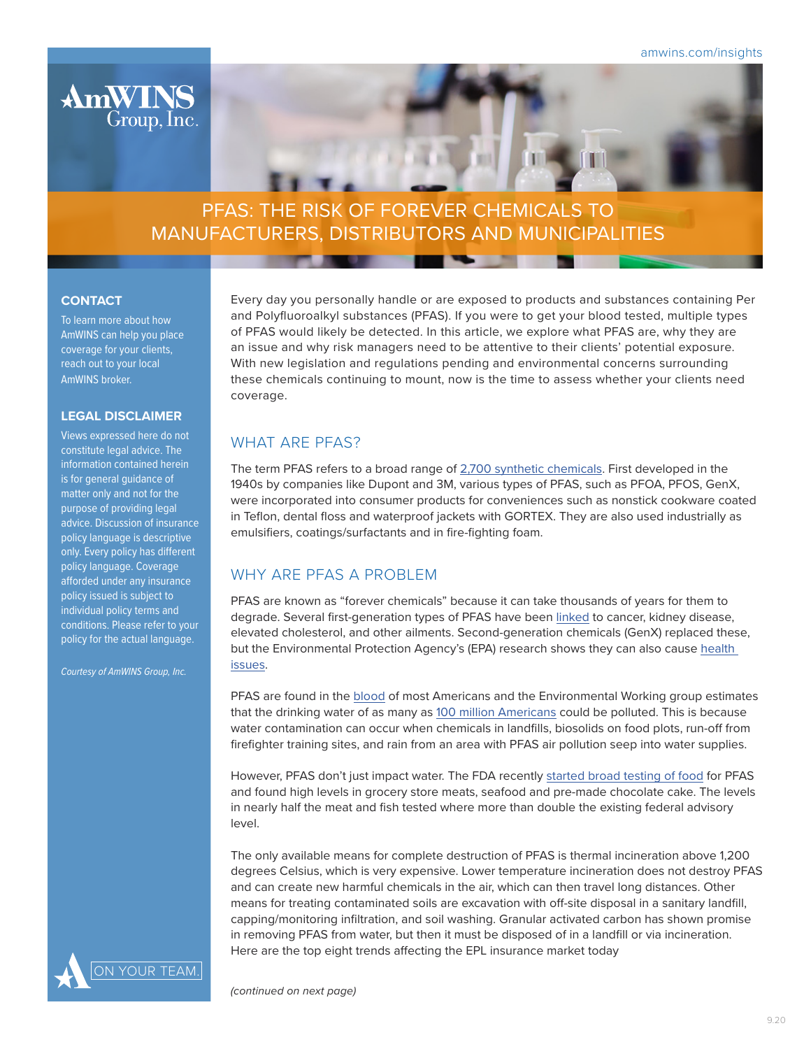# PFAS: THE RISK OF FOREVER CHEMICALS TO MANUFACTURERS, DISTRIBUTORS AND MUNICIPALITIES

**CONTACT**

To learn more about how AmWINS can help you place coverage for your clients, reach out to your local AmWINS broker.

**LEGAL DISCLAIMER**

Views expressed here do not constitute legal advice. The information contained herein is for general guidance of matter only and not for the purpose of providing legal advice. Discussion of insurance policy language is descriptive only. Every policy has different policy language. Coverage afforded under any insurance policy issued is subject to individual policy terms and conditions. Please refer to your policy for the actual language.

*Courtesy of AmWINS Group, Inc.*

Every day you personally handle or are exposed to products and substances containing Per and Polyfluoroalkyl substances (PFAS). If you were to get your blood tested, multiple types of PFAS would likely be detected. In this article, we explore what PFAS are, why they are an issue and why risk managers need to be attentive to their clients' potential exposure. With new legislation and regulations pending and environmental concerns surrounding these chemicals continuing to mount, now is the time to assess whether your clients need coverage.

## WHAT ARE PFAS?

The term PFAS refers to a broad range of 2,700 synthetic chemicals. First developed in the 1940s by companies like Dupont and 3M, various types of PFAS, such as PFOA, PFOS, GenX, were incorporated into consumer products for conveniences such as nonstick cookware coated in Teflon, dental floss and waterproof jackets with GORTEX. They are also used industrially as emulsifiers, coatings/surfactants and in fire-fighting foam.

## WHY ARE PFAS A PROBLEM

PFAS are known as "forever chemicals" because it can take thousands of years for them to degrade. Several first-generation types of PFAS have been linked to cancer, kidney disease, elevated cholesterol, and other ailments. Second-generation chemicals (GenX) replaced these, but the Environmental Protection Agency's (EPA) research shows they can also cause health issues.

PFAS are found in the blood of most Americans and the Environmental Working group estimates that the drinking water of as many as 100 million Americans could be polluted. This is because water contamination can occur when chemicals in landfills, biosolids on food plots, run-off from firefighter training sites, and rain from an area with PFAS air pollution seep into water supplies.

However, PFAS don't just impact water. The FDA recently started broad testing of food for PFAS and found high levels in grocery store meats, seafood and pre-made chocolate cake. The levels in nearly half the meat and fish tested where more than double the existing federal advisory level.

The only available means for complete destruction of PFAS is thermal incineration above 1,200 degrees Celsius, which is very expensive. Lower temperature incineration does not destroy PFAS and can create new harmful chemicals in the air, which can then travel long distances. Other means for treating contaminated soils are excavation with off-site disposal in a sanitary landfill, capping/monitoring infiltration, and soil washing. Granular activated carbon has shown promise in removing PFAS from water, but then it must be disposed of in a landfill or via incineration. Here are the top eight trends affecting the EPL insurance market today

*(continued on next page)*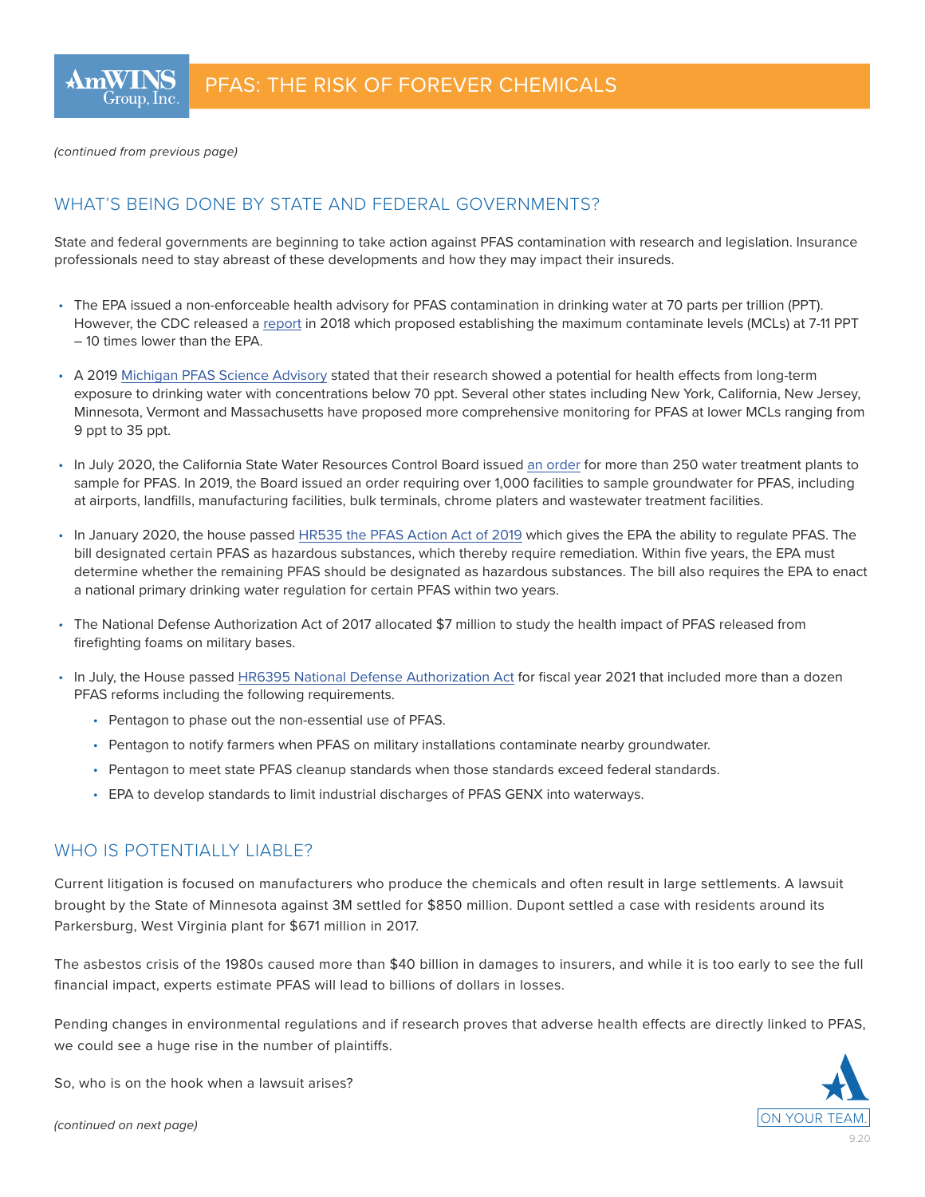*(continued from previous page)*

## WHAT'S BEING DONE BY STATE AND FEDERAL GOVERNMENTS?

State and federal governments are beginning to take action against PFAS contamination with research and legislation. Insurance professionals need to stay abreast of these developments and how they may impact their insureds.

- The EPA issued a non-enforceable health advisory for PFAS contamination in drinking water at 70 parts per trillion (PPT). However, the CDC released a report in 2018 which proposed establishing the maximum contaminate levels (MCLs) at 7-11 PPT – 10 times lower than the EPA.
- A 2019 Michigan PFAS Science Advisory stated that their research showed a potential for health effects from long-term exposure to drinking water with concentrations below 70 ppt. Several other states including New York, California, New Jersey, Minnesota, Vermont and Massachusetts have proposed more comprehensive monitoring for PFAS at lower MCLs ranging from 9 ppt to 35 ppt.
- In July 2020, the California State Water Resources Control Board issued an order for more than 250 water treatment plants to sample for PFAS. In 2019, the Board issued an order requiring over 1,000 facilities to sample groundwater for PFAS, including at airports, landfills, manufacturing facilities, bulk terminals, chrome platers and wastewater treatment facilities.
- In January 2020, the house passed HR535 the PFAS Action Act of 2019 which gives the EPA the ability to regulate PFAS. The bill designated certain PFAS as hazardous substances, which thereby require remediation. Within five years, the EPA must determine whether the remaining PFAS should be designated as hazardous substances. The bill also requires the EPA to enact a national primary drinking water regulation for certain PFAS within two years.
- The National Defense Authorization Act of 2017 allocated $7 million to study the health impact of PFAS released from firefighting foams on military bases.
- In July, the House passed HR6395 National Defense Authorization Act for fiscal year 2021 that included more than a dozen PFAS reforms including the following requirements.
  - Pentagon to phase out the non-essential use of PFAS.
  - Pentagon to notify farmers when PFAS on military installations contaminate nearby groundwater.
  - Pentagon to meet state PFAS cleanup standards when those standards exceed federal standards.
  - EPA to develop standards to limit industrial discharges of PFAS GENX into waterways.

## WHO IS POTENTIALLY LIABLE?

Current litigation is focused on manufacturers who produce the chemicals and often result in large settlements. A lawsuit brought by the State of Minnesota against 3M settled for $850 million. Dupont settled a case with residents around its Parkersburg, West Virginia plant for $671 million in 2017.

The asbestos crisis of the 1980s caused more than $40 billion in damages to insurers, and while it is too early to see the full financial impact, experts estimate PFAS will lead to billions of dollars in losses.

Pending changes in environmental regulations and if research proves that adverse health effects are directly linked to PFAS, we could see a huge rise in the number of plaintiffs.

So, who is on the hook when a lawsuit arises?

*(continued on next page)*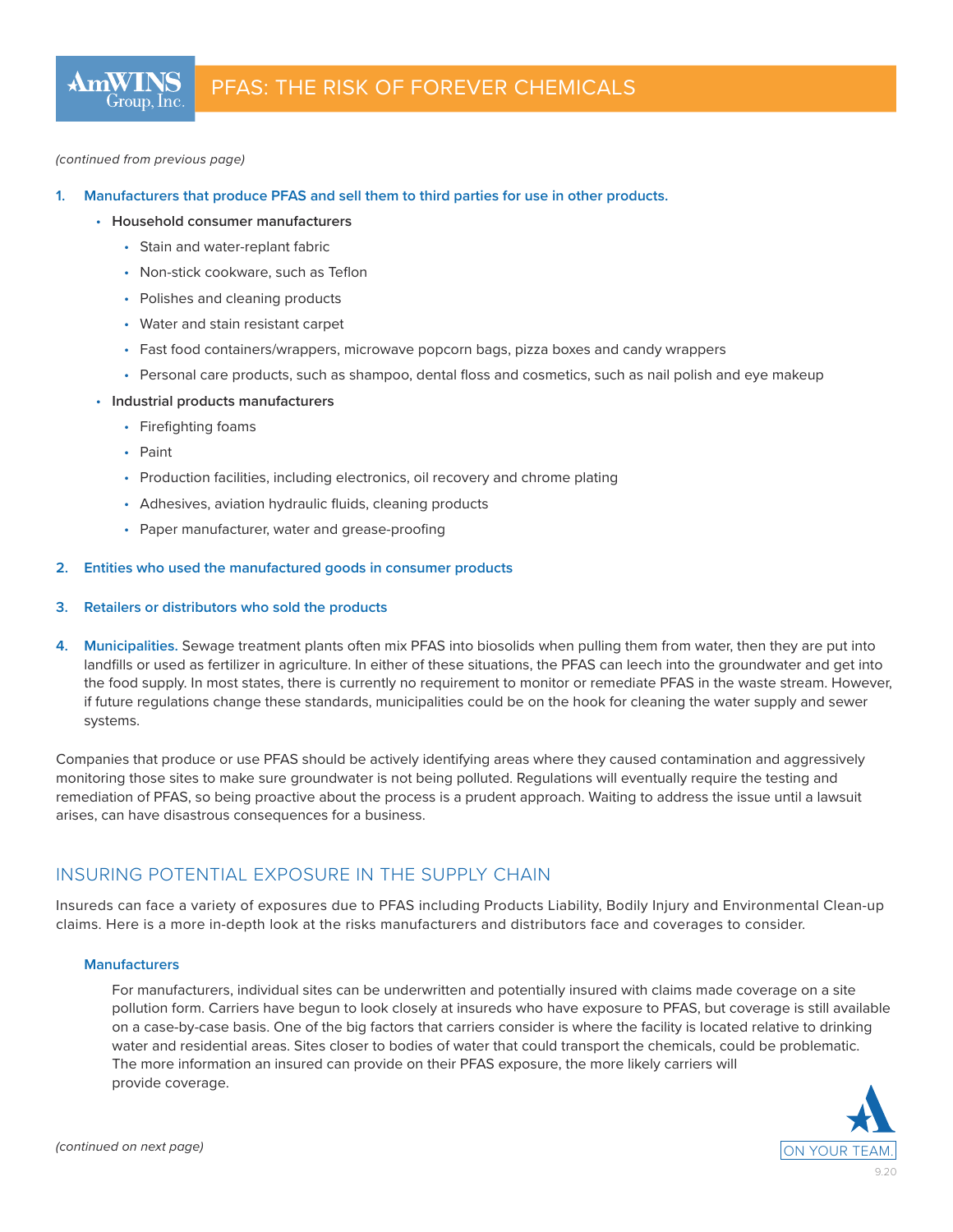*(continued from previous page)*

1. **Manufacturers that produce PFAS and sell them to third parties for use in other products.**
   - **Household consumer manufacturers**
     - Stain and water-replant fabric
     - Non-stick cookware, such as Teflon
     - Polishes and cleaning products
     - Water and stain resistant carpet
     - Fast food containers/wrappers, microwave popcorn bags, pizza boxes and candy wrappers
     - Personal care products, such as shampoo, dental floss and cosmetics, such as nail polish and eye makeup
   - **Industrial products manufacturers**
     - Firefighting foams
     - Paint
     - Production facilities, including electronics, oil recovery and chrome plating
     - Adhesives, aviation hydraulic fluids, cleaning products
     - Paper manufacturer, water and grease-proofing

2. **Entities who used the manufactured goods in consumer products**

3. **Retailers or distributors who sold the products**

4. **Municipalities.** Sewage treatment plants often mix PFAS into biosolids when pulling them from water, then they are put into landfills or used as fertilizer in agriculture. In either of these situations, the PFAS can leech into the groundwater and get into the food supply. In most states, there is currently no requirement to monitor or remediate PFAS in the waste stream. However, if future regulations change these standards, municipalities could be on the hook for cleaning the water supply and sewer systems.

Companies that produce or use PFAS should be actively identifying areas where they caused contamination and aggressively monitoring those sites to make sure groundwater is not being polluted. Regulations will eventually require the testing and remediation of PFAS, so being proactive about the process is a prudent approach. Waiting to address the issue until a lawsuit arises, can have disastrous consequences for a business.

## INSURING POTENTIAL EXPOSURE IN THE SUPPLY CHAIN

Insureds can face a variety of exposures due to PFAS including Products Liability, Bodily Injury and Environmental Clean-up claims. Here is a more in-depth look at the risks manufacturers and distributors face and coverages to consider.

### Manufacturers

For manufacturers, individual sites can be underwritten and potentially insured with claims made coverage on a site pollution form. Carriers have begun to look closely at insureds who have exposure to PFAS, but coverage is still available on a case-by-case basis. One of the big factors that carriers consider is where the facility is located relative to drinking water and residential areas. Sites closer to bodies of water that could transport the chemicals, could be problematic. The more information an insured can provide on their PFAS exposure, the more likely carriers will provide coverage.

*(continued on next page)*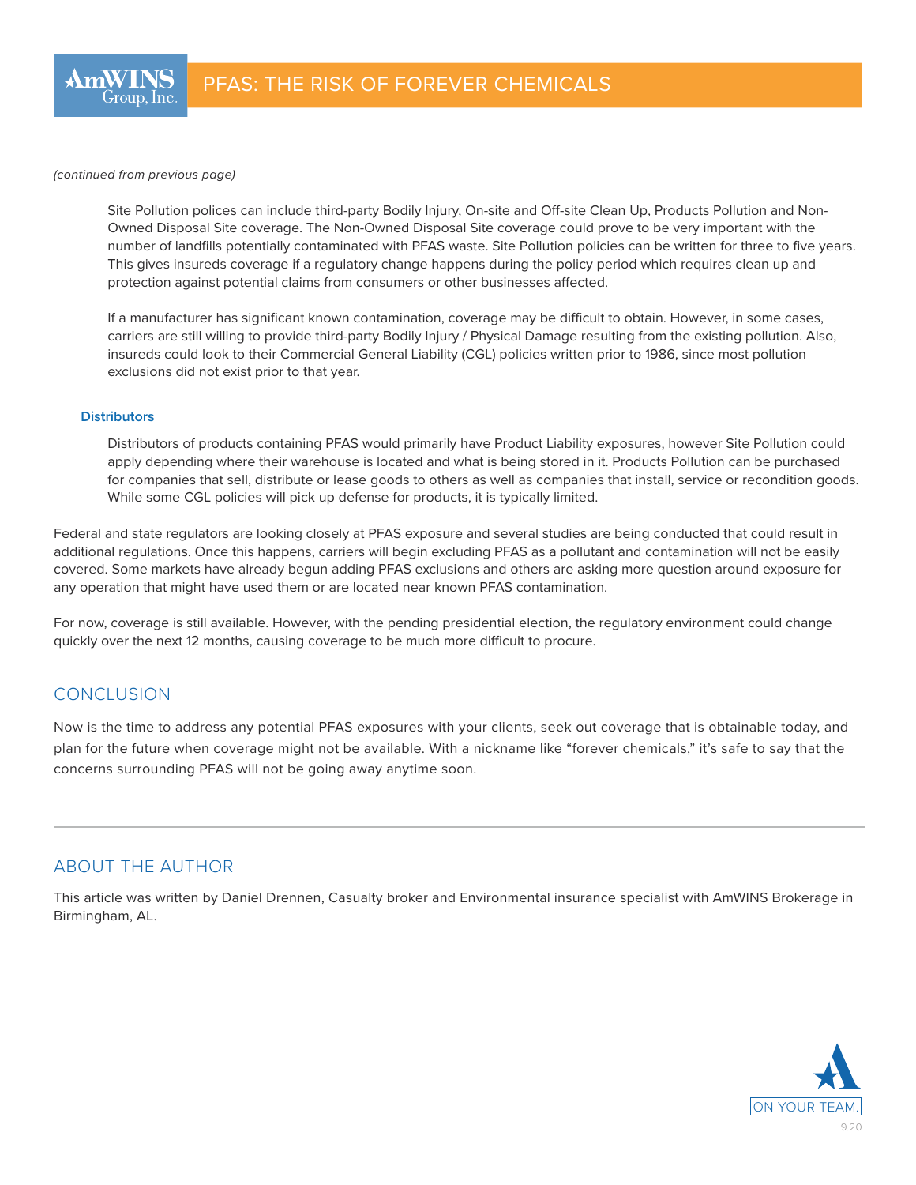*(continued from previous page)*

Site Pollution polices can include third-party Bodily Injury, On-site and Off-site Clean Up, Products Pollution and Non-Owned Disposal Site coverage. The Non-Owned Disposal Site coverage could prove to be very important with the number of landfills potentially contaminated with PFAS waste. Site Pollution policies can be written for three to five years. This gives insureds coverage if a regulatory change happens during the policy period which requires clean up and protection against potential claims from consumers or other businesses affected.

If a manufacturer has significant known contamination, coverage may be difficult to obtain. However, in some cases, carriers are still willing to provide third-party Bodily Injury / Physical Damage resulting from the existing pollution. Also, insureds could look to their Commercial General Liability (CGL) policies written prior to 1986, since most pollution exclusions did not exist prior to that year.

### Distributors

Distributors of products containing PFAS would primarily have Product Liability exposures, however Site Pollution could apply depending where their warehouse is located and what is being stored in it. Products Pollution can be purchased for companies that sell, distribute or lease goods to others as well as companies that install, service or recondition goods. While some CGL policies will pick up defense for products, it is typically limited.

Federal and state regulators are looking closely at PFAS exposure and several studies are being conducted that could result in additional regulations. Once this happens, carriers will begin excluding PFAS as a pollutant and contamination will not be easily covered. Some markets have already begun adding PFAS exclusions and others are asking more question around exposure for any operation that might have used them or are located near known PFAS contamination.

For now, coverage is still available. However, with the pending presidential election, the regulatory environment could change quickly over the next 12 months, causing coverage to be much more difficult to procure.

## CONCLUSION

Now is the time to address any potential PFAS exposures with your clients, seek out coverage that is obtainable today, and plan for the future when coverage might not be available. With a nickname like "forever chemicals," it's safe to say that the concerns surrounding PFAS will not be going away anytime soon.

---

## ABOUT THE AUTHOR

This article was written by Daniel Drennen, Casualty broker and Environmental insurance specialist with AmWINS Brokerage in Birmingham, AL.

ON YOUR TEAM.

9.20